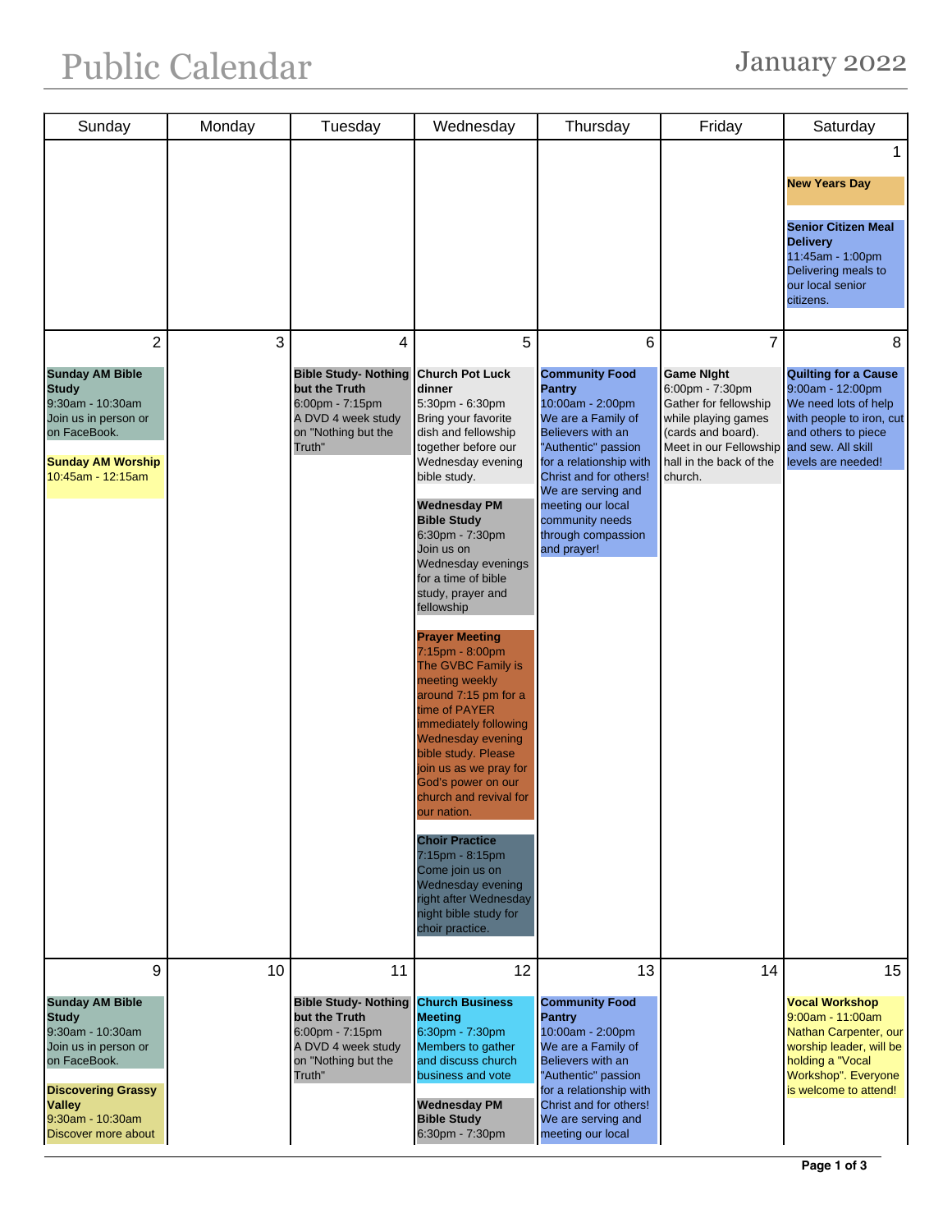# Public Calendar

## January 2022

| Sunday | Monday | Tuesday | Wednesday | Thursday | Friday | Saturday |
|---|---|---|---|---|---|---|
| | | | | | | 1<br><br>**New Years Day**<br><br>**Senior Citizen Meal Delivery**<br>11:45am - 1:00pm<br>Delivering meals to our local senior citizens. |
| 2<br><br>**Sunday AM Bible Study**<br>9:30am - 10:30am<br>Join us in person or on FaceBook.<br><br>**Sunday AM Worship**<br>10:45am - 12:15am | 3 | 4<br><br>**Bible Study- Nothing but the Truth**<br>6:00pm - 7:15pm<br>A DVD 4 week study on "Nothing but the Truth" | 5<br><br>**Church Pot Luck dinner**<br>5:30pm - 6:30pm<br>Bring your favorite dish and fellowship together before our Wednesday evening bible study.<br><br>**Wednesday PM Bible Study**<br>6:30pm - 7:30pm<br>Join us on Wednesday evenings for a time of bible study, prayer and fellowship<br><br>**Prayer Meeting**<br>7:15pm - 8:00pm<br>The GVBC Family is meeting weekly around 7:15 pm for a time of PAYER immediately following Wednesday evening bible study. Please join us as we pray for God's power on our church and revival for our nation.<br><br>**Choir Practice**<br>7:15pm - 8:15pm<br>Come join us on Wednesday evening right after Wednesday night bible study for choir practice. | 6<br><br>**Community Food Pantry**<br>10:00am - 2:00pm<br>We are a Family of Believers with an "Authentic" passion for a relationship with Christ and for others! We are serving and meeting our local community needs through compassion and prayer! | 7<br><br>**Game NIght**<br>6:00pm - 7:30pm<br>Gather for fellowship while playing games (cards and board). Meet in our Fellowship hall in the back of the church. | 8<br><br>**Quilting for a Cause**<br>9:00am - 12:00pm<br>We need lots of help with people to iron, cut and others to piece and sew. All skill levels are needed! |
| 9<br><br>**Sunday AM Bible Study**<br>9:30am - 10:30am<br>Join us in person or on FaceBook.<br><br>**Discovering Grassy Valley**<br>9:30am - 10:30am<br>Discover more about | 10 | 11<br><br>**Bible Study- Nothing but the Truth**<br>6:00pm - 7:15pm<br>A DVD 4 week study on "Nothing but the Truth" | 12<br><br>**Church Business Meeting**<br>6:30pm - 7:30pm<br>Members to gather and discuss church business and vote<br><br>**Wednesday PM Bible Study**<br>6:30pm - 7:30pm | 13<br><br>**Community Food Pantry**<br>10:00am - 2:00pm<br>We are a Family of Believers with an "Authentic" passion for a relationship with Christ and for others! We are serving and meeting our local | 14 | 15<br><br>**Vocal Workshop**<br>9:00am - 11:00am<br>Nathan Carpenter, our worship leader, will be holding a "Vocal Workshop". Everyone is welcome to attend! |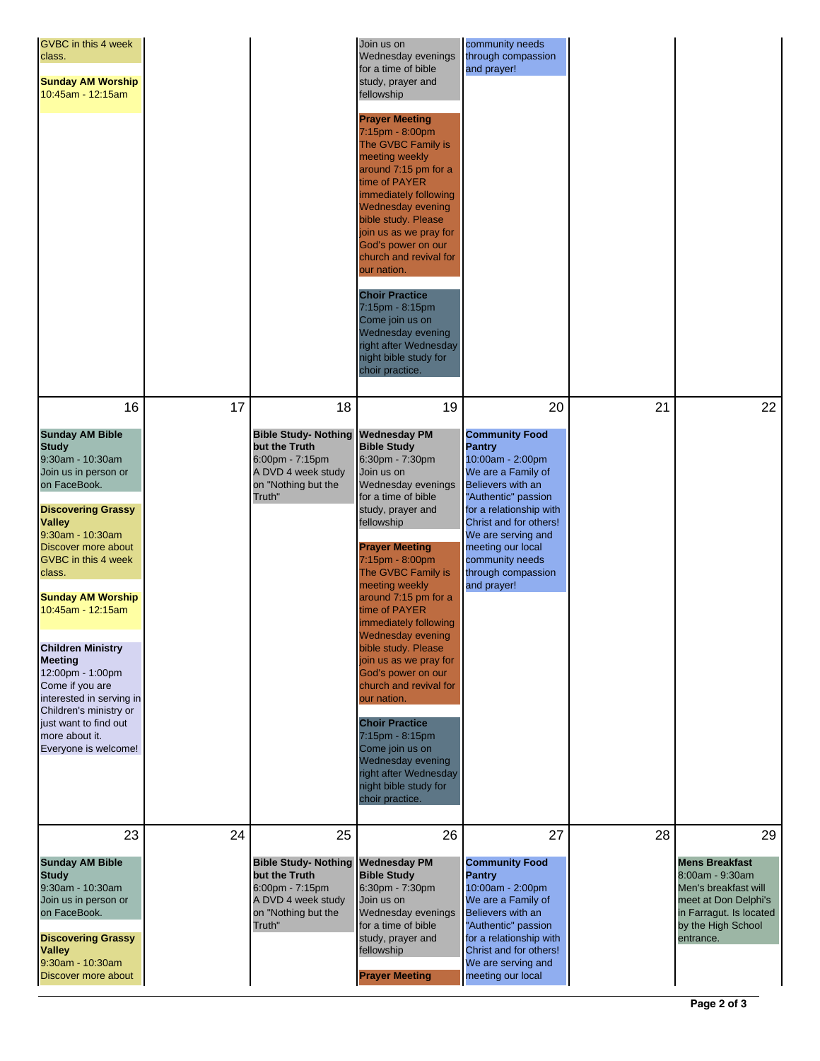| | | | | | | |
|---|---|---|---|---|---|---|
| GVBC in this 4 week class.<br><br>**Sunday AM Worship**<br>10:45am - 12:15am | | | Join us on Wednesday evenings for a time of bible study, prayer and fellowship<br><br>**Prayer Meeting**<br>7:15pm - 8:00pm<br>The GVBC Family is meeting weekly around 7:15 pm for a time of PAYER immediately following Wednesday evening bible study. Please join us as we pray for God's power on our church and revival for our nation.<br><br>**Choir Practice**<br>7:15pm - 8:15pm<br>Come join us on Wednesday evening right after Wednesday night bible study for choir practice. | community needs through compassion and prayer! | | |
| 16<br><br>**Sunday AM Bible Study**<br>9:30am - 10:30am<br>Join us in person or on FaceBook.<br><br>**Discovering Grassy Valley**<br>9:30am - 10:30am<br>Discover more about GVBC in this 4 week class.<br><br>**Sunday AM Worship**<br>10:45am - 12:15am<br><br>**Children Ministry Meeting**<br>12:00pm - 1:00pm<br>Come if you are interested in serving in Children's ministry or just want to find out more about it. Everyone is welcome! | 17 | 18<br><br>**Bible Study- Nothing but the Truth**<br>6:00pm - 7:15pm<br>A DVD 4 week study on "Nothing but the Truth" | 19<br><br>**Wednesday PM Bible Study**<br>6:30pm - 7:30pm<br>Join us on Wednesday evenings for a time of bible study, prayer and fellowship<br><br>**Prayer Meeting**<br>7:15pm - 8:00pm<br>The GVBC Family is meeting weekly around 7:15 pm for a time of PAYER immediately following Wednesday evening bible study. Please join us as we pray for God's power on our church and revival for our nation.<br><br>**Choir Practice**<br>7:15pm - 8:15pm<br>Come join us on Wednesday evening right after Wednesday night bible study for choir practice. | 20<br><br>**Community Food Pantry**<br>10:00am - 2:00pm<br>We are a Family of Believers with an "Authentic" passion for a relationship with Christ and for others! We are serving and meeting our local community needs through compassion and prayer! | 21 | 22 |
| 23<br><br>**Sunday AM Bible Study**<br>9:30am - 10:30am<br>Join us in person or on FaceBook.<br><br>**Discovering Grassy Valley**<br>9:30am - 10:30am<br>Discover more about | 24 | 25<br><br>**Bible Study- Nothing but the Truth**<br>6:00pm - 7:15pm<br>A DVD 4 week study on "Nothing but the Truth" | 26<br><br>**Wednesday PM Bible Study**<br>6:30pm - 7:30pm<br>Join us on Wednesday evenings for a time of bible study, prayer and fellowship<br><br>**Prayer Meeting** | 27<br><br>**Community Food Pantry**<br>10:00am - 2:00pm<br>We are a Family of Believers with an "Authentic" passion for a relationship with Christ and for others! We are serving and meeting our local | 28 | 29<br><br>**Mens Breakfast**<br>8:00am - 9:30am<br>Men's breakfast will meet at Don Delphi's in Farragut. Is located by the High School entrance. |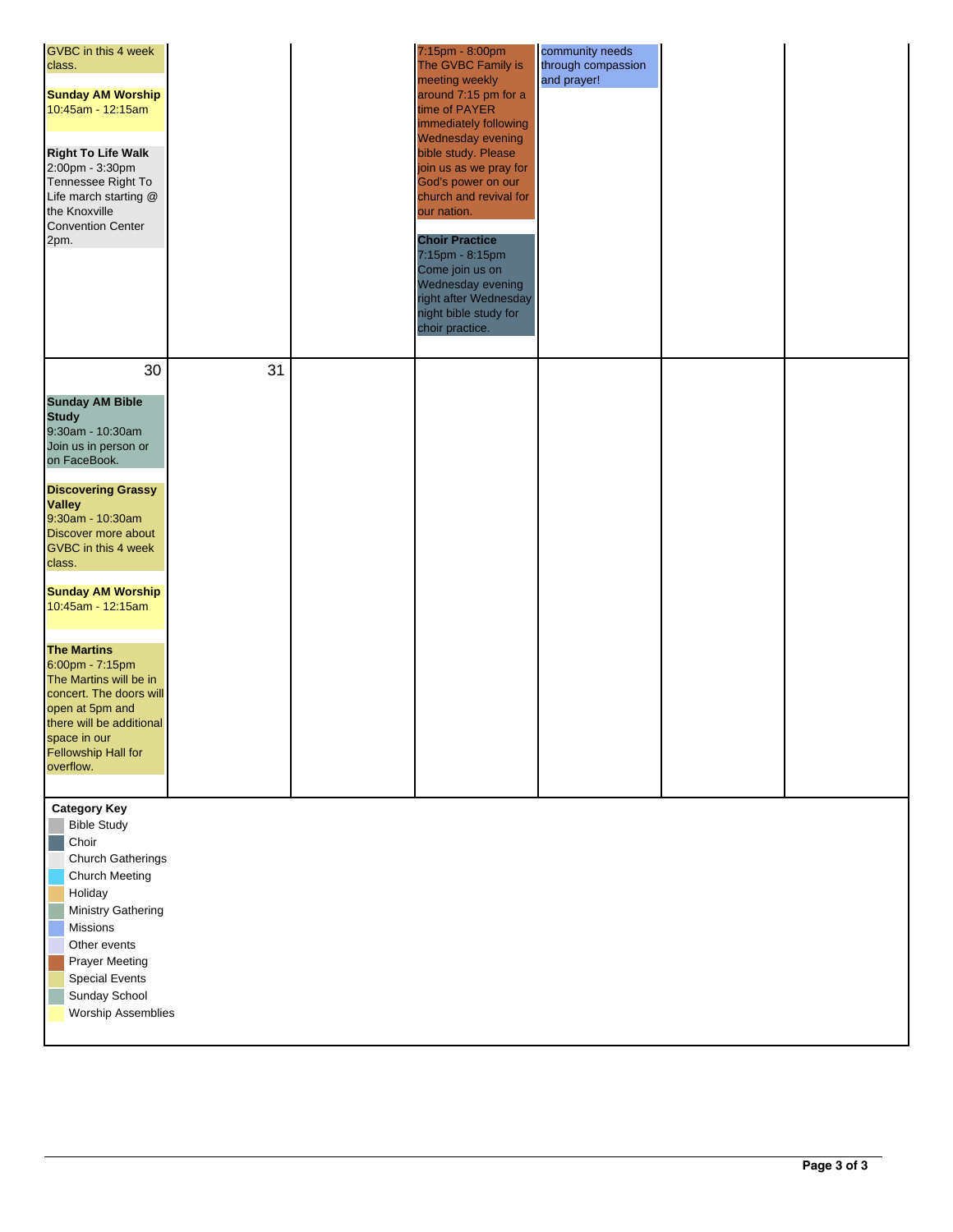| | | | | | | |
|---|---|---|---|---|---|---|
| GVBC in this 4 week class.<br><br>**Sunday AM Worship**<br>10:45am - 12:15am<br><br>**Right To Life Walk**<br>2:00pm - 3:30pm<br>Tennessee Right To Life march starting @ the Knoxville Convention Center 2pm. | | | 7:15pm - 8:00pm<br>The GVBC Family is meeting weekly around 7:15 pm for a time of PAYER immediately following Wednesday evening bible study. Please join us as we pray for God's power on our church and revival for our nation.<br><br>**Choir Practice**<br>7:15pm - 8:15pm<br>Come join us on Wednesday evening right after Wednesday night bible study for choir practice. | community needs through compassion and prayer! | | |
| 30<br><br>**Sunday AM Bible Study**<br>9:30am - 10:30am<br>Join us in person or on FaceBook.<br><br>**Discovering Grassy Valley**<br>9:30am - 10:30am<br>Discover more about GVBC in this 4 week class.<br><br>**Sunday AM Worship**<br>10:45am - 12:15am<br><br>**The Martins**<br>6:00pm - 7:15pm<br>The Martins will be in concert. The doors will open at 5pm and there will be additional space in our Fellowship Hall for overflow. | 31 | | | | | |

**Category Key**

- Bible Study
- Choir
- Church Gatherings
- Church Meeting
- Holiday
- Ministry Gathering
- Missions
- Other events
- Prayer Meeting
- Special Events
- Sunday School
- Worship Assemblies